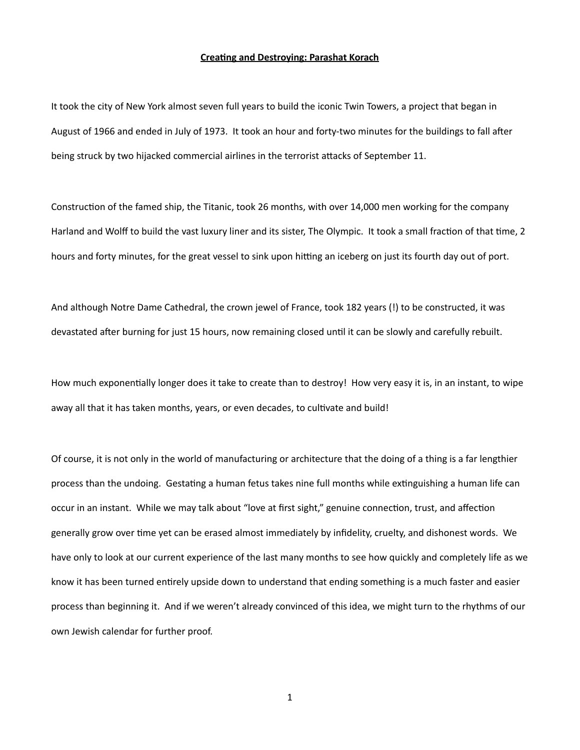**Creating and Destroying: Parashat Korach**

It took the city of New York almost seven full years to build the iconic Twin Towers, a project that began in August of 1966 and ended in July of 1973. It took an hour and forty-two minutes for the buildings to fall after being struck by two hijacked commercial airlines in the terrorist attacks of September 11.

Construction of the famed ship, the Titanic, took 26 months, with over 14,000 men working for the company Harland and Wolff to build the vast luxury liner and its sister, The Olympic. It took a small fraction of that time, 2 hours and forty minutes, for the great vessel to sink upon hitting an iceberg on just its fourth day out of port.

And although Notre Dame Cathedral, the crown jewel of France, took 182 years (!) to be constructed, it was devastated after burning for just 15 hours, now remaining closed until it can be slowly and carefully rebuilt.

How much exponentially longer does it take to create than to destroy! How very easy it is, in an instant, to wipe away all that it has taken months, years, or even decades, to cultivate and build!

Of course, it is not only in the world of manufacturing or architecture that the doing of a thing is a far lengthier process than the undoing. Gestating a human fetus takes nine full months while extinguishing a human life can occur in an instant. While we may talk about "love at first sight," genuine connection, trust, and affection generally grow over time yet can be erased almost immediately by infidelity, cruelty, and dishonest words. We have only to look at our current experience of the last many months to see how quickly and completely life as we know it has been turned entirely upside down to understand that ending something is a much faster and easier process than beginning it. And if we weren't already convinced of this idea, we might turn to the rhythms of our own Jewish calendar for further proof.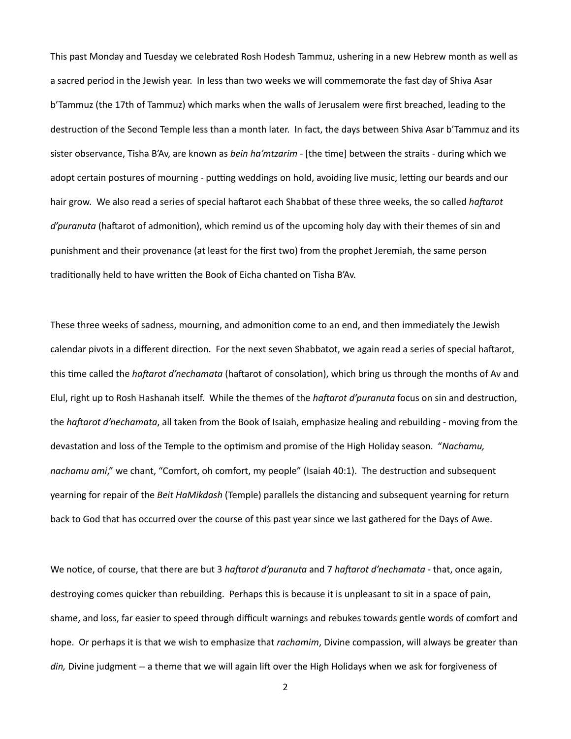This past Monday and Tuesday we celebrated Rosh Hodesh Tammuz, ushering in a new Hebrew month as well as a sacred period in the Jewish year. In less than two weeks we will commemorate the fast day of Shiva Asar b'Tammuz (the 17th of Tammuz) which marks when the walls of Jerusalem were first breached, leading to the destruction of the Second Temple less than a month later. In fact, the days between Shiva Asar b'Tammuz and its sister observance, Tisha B'Av, are known as *bein ha'mtzarim* - [the time] between the straits - during which we adopt certain postures of mourning - putting weddings on hold, avoiding live music, letting our beards and our hair grow. We also read a series of special haftarot each Shabbat of these three weeks, the so called *haftarot d'puranuta* (haftarot of admonition), which remind us of the upcoming holy day with their themes of sin and punishment and their provenance (at least for the first two) from the prophet Jeremiah, the same person traditionally held to have written the Book of Eicha chanted on Tisha B'Av.

These three weeks of sadness, mourning, and admonition come to an end, and then immediately the Jewish calendar pivots in a different direction. For the next seven Shabbatot, we again read a series of special haftarot, this time called the *haftarot d'nechamata* (haftarot of consolation), which bring us through the months of Av and Elul, right up to Rosh Hashanah itself. While the themes of the *haftarot d'puranuta* focus on sin and destruction, the *haftarot d'nechamata*, all taken from the Book of Isaiah, emphasize healing and rebuilding - moving from the devastation and loss of the Temple to the optimism and promise of the High Holiday season. "*Nachamu, nachamu ami*," we chant, "Comfort, oh comfort, my people" (Isaiah 40:1). The destruction and subsequent yearning for repair of the *Beit HaMikdash* (Temple) parallels the distancing and subsequent yearning for return back to God that has occurred over the course of this past year since we last gathered for the Days of Awe.

We notice, of course, that there are but 3 *haftarot d'puranuta* and 7 *haftarot d'nechamata* - that, once again, destroying comes quicker than rebuilding. Perhaps this is because it is unpleasant to sit in a space of pain, shame, and loss, far easier to speed through difficult warnings and rebukes towards gentle words of comfort and hope. Or perhaps it is that we wish to emphasize that *rachamim*, Divine compassion, will always be greater than *din,* Divine judgment -- a theme that we will again lift over the High Holidays when we ask for forgiveness of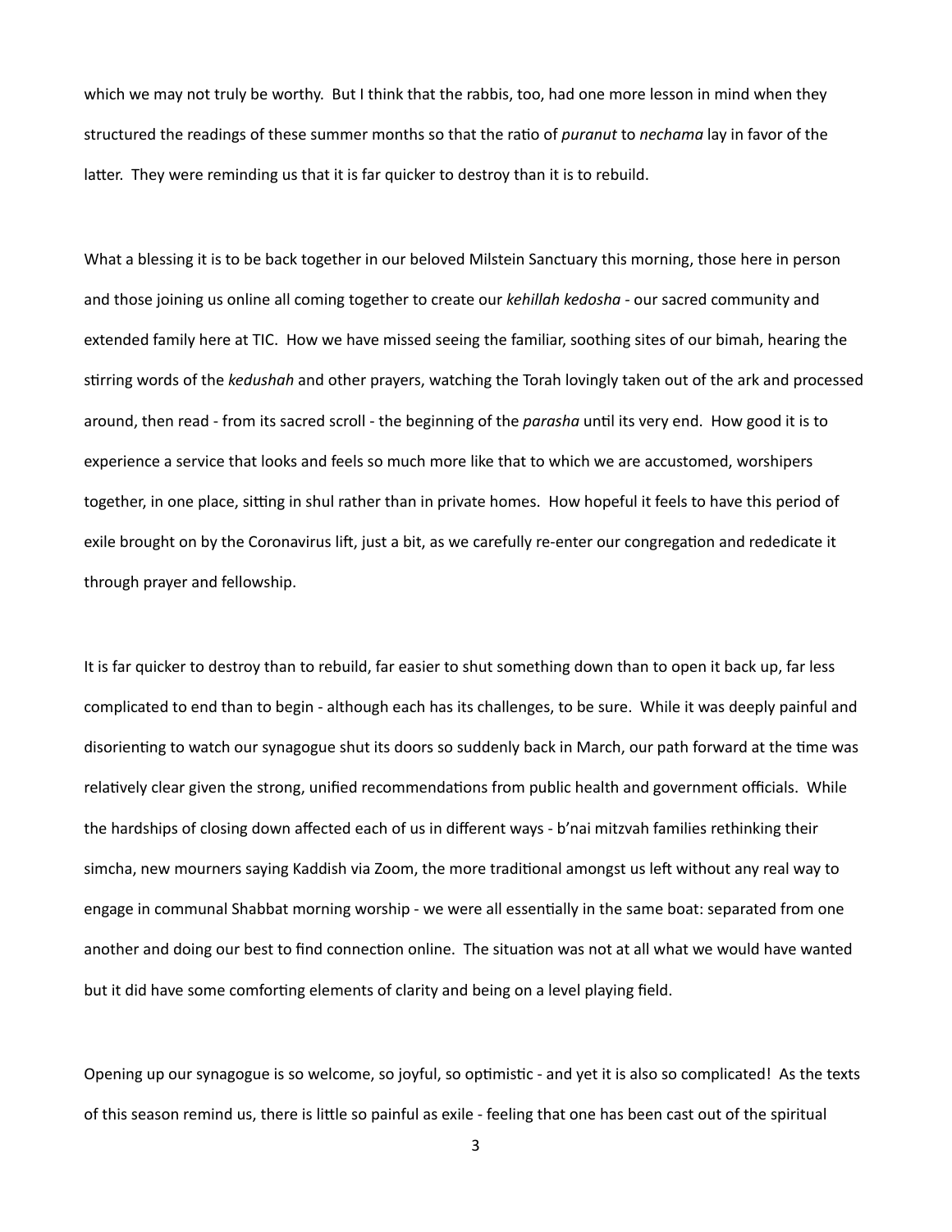which we may not truly be worthy. But I think that the rabbis, too, had one more lesson in mind when they structured the readings of these summer months so that the ratio of *puranut* to *nechama* lay in favor of the latter. They were reminding us that it is far quicker to destroy than it is to rebuild.

What a blessing it is to be back together in our beloved Milstein Sanctuary this morning, those here in person and those joining us online all coming together to create our *kehillah kedosha* - our sacred community and extended family here at TIC. How we have missed seeing the familiar, soothing sites of our bimah, hearing the stirring words of the *kedushah* and other prayers, watching the Torah lovingly taken out of the ark and processed around, then read - from its sacred scroll - the beginning of the *parasha* until its very end. How good it is to experience a service that looks and feels so much more like that to which we are accustomed, worshipers together, in one place, sitting in shul rather than in private homes. How hopeful it feels to have this period of exile brought on by the Coronavirus lift, just a bit, as we carefully re-enter our congregation and rededicate it through prayer and fellowship.

It is far quicker to destroy than to rebuild, far easier to shut something down than to open it back up, far less complicated to end than to begin - although each has its challenges, to be sure. While it was deeply painful and disorienting to watch our synagogue shut its doors so suddenly back in March, our path forward at the time was relatively clear given the strong, unified recommendations from public health and government officials. While the hardships of closing down affected each of us in different ways - b'nai mitzvah families rethinking their simcha, new mourners saying Kaddish via Zoom, the more traditional amongst us left without any real way to engage in communal Shabbat morning worship - we were all essentially in the same boat: separated from one another and doing our best to find connection online. The situation was not at all what we would have wanted but it did have some comforting elements of clarity and being on a level playing field.

Opening up our synagogue is so welcome, so joyful, so optimistic - and yet it is also so complicated! As the texts of this season remind us, there is little so painful as exile - feeling that one has been cast out of the spiritual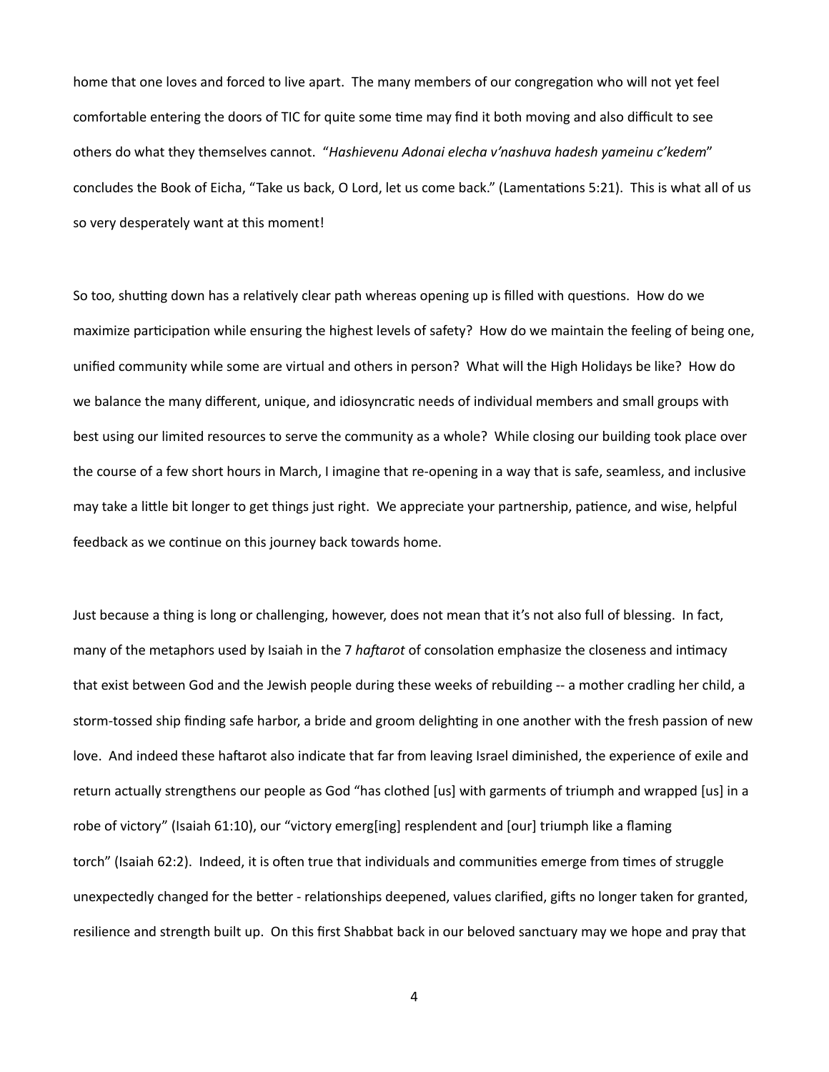home that one loves and forced to live apart. The many members of our congregation who will not yet feel comfortable entering the doors of TIC for quite some time may find it both moving and also difficult to see others do what they themselves cannot. "*Hashievenu Adonai elecha v'nashuva hadesh yameinu c'kedem*" concludes the Book of Eicha, "Take us back, O Lord, let us come back." (Lamentations 5:21). This is what all of us so very desperately want at this moment!

So too, shutting down has a relatively clear path whereas opening up is filled with questions. How do we maximize participation while ensuring the highest levels of safety? How do we maintain the feeling of being one, unified community while some are virtual and others in person? What will the High Holidays be like? How do we balance the many different, unique, and idiosyncratic needs of individual members and small groups with best using our limited resources to serve the community as a whole? While closing our building took place over the course of a few short hours in March, I imagine that re-opening in a way that is safe, seamless, and inclusive may take a little bit longer to get things just right. We appreciate your partnership, patience, and wise, helpful feedback as we continue on this journey back towards home.

Just because a thing is long or challenging, however, does not mean that it's not also full of blessing. In fact, many of the metaphors used by Isaiah in the 7 *haftarot* of consolation emphasize the closeness and intimacy that exist between God and the Jewish people during these weeks of rebuilding -- a mother cradling her child, a storm-tossed ship finding safe harbor, a bride and groom delighting in one another with the fresh passion of new love. And indeed these haftarot also indicate that far from leaving Israel diminished, the experience of exile and return actually strengthens our people as God "has clothed [us] with garments of triumph and wrapped [us] in a robe of victory" (Isaiah 61:10), our "victory emerg[ing] resplendent and [our] triumph like a flaming torch" (Isaiah 62:2). Indeed, it is often true that individuals and communities emerge from times of struggle unexpectedly changed for the better - relationships deepened, values clarified, gifts no longer taken for granted, resilience and strength built up. On this first Shabbat back in our beloved sanctuary may we hope and pray that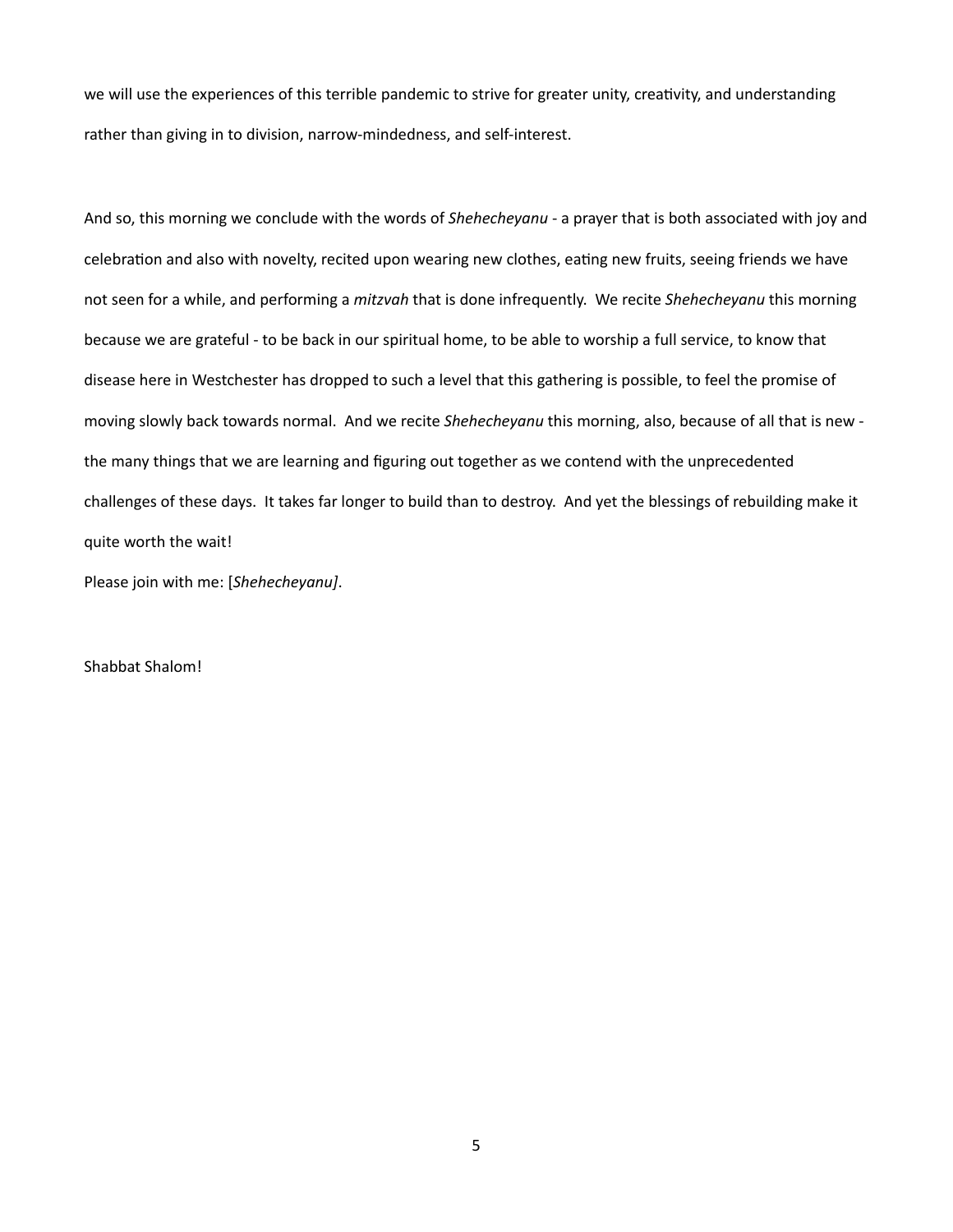we will use the experiences of this terrible pandemic to strive for greater unity, creativity, and understanding rather than giving in to division, narrow-mindedness, and self-interest.

And so, this morning we conclude with the words of *Shehecheyanu* - a prayer that is both associated with joy and celebration and also with novelty, recited upon wearing new clothes, eating new fruits, seeing friends we have not seen for a while, and performing a *mitzvah* that is done infrequently. We recite *Shehecheyanu* this morning because we are grateful - to be back in our spiritual home, to be able to worship a full service, to know that disease here in Westchester has dropped to such a level that this gathering is possible, to feel the promise of moving slowly back towards normal. And we recite *Shehecheyanu* this morning, also, because of all that is new - the many things that we are learning and figuring out together as we contend with the unprecedented challenges of these days. It takes far longer to build than to destroy. And yet the blessings of rebuilding make it quite worth the wait!

Please join with me: [*Shehecheyanu]*.

Shabbat Shalom!